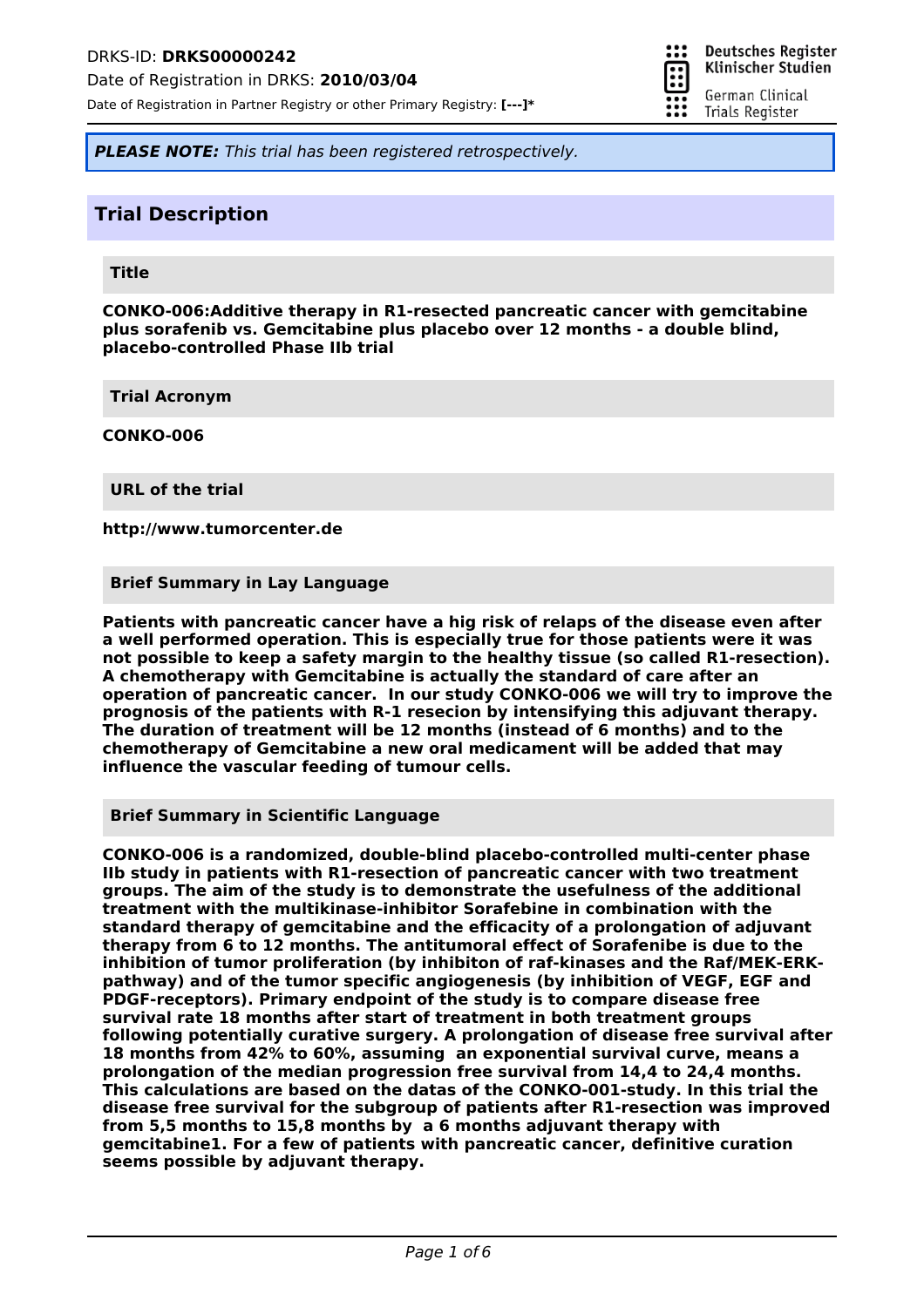DRKS-ID: **DRKS00000242**

Date of Registration in DRKS: **2010/03/04**

Date of Registration in Partner Registry or other Primary Registry: **[---]***

Deutsches Register Klinischer Studien

German Clinical Trials Register

***PLEASE NOTE:*** *This trial has been registered retrospectively.*

## Trial Description

### Title

**CONKO-006:Additive therapy in R1-resected pancreatic cancer with gemcitabine plus sorafenib vs. Gemcitabine plus placebo over 12 months - a double blind, placebo-controlled Phase IIb trial**

### Trial Acronym

**CONKO-006**

### URL of the trial

**http://www.tumorcenter.de**

### Brief Summary in Lay Language

**Patients with pancreatic cancer have a hig risk of relaps of the disease even after a well performed operation. This is especially true for those patients were it was not possible to keep a safety margin to the healthy tissue (so called R1-resection). A chemotherapy with Gemcitabine is actually the standard of care after an operation of pancreatic cancer. In our study CONKO-006 we will try to improve the prognosis of the patients with R-1 resecion by intensifying this adjuvant therapy. The duration of treatment will be 12 months (instead of 6 months) and to the chemotherapy of Gemcitabine a new oral medicament will be added that may influence the vascular feeding of tumour cells.**

### Brief Summary in Scientific Language

**CONKO-006 is a randomized, double-blind placebo-controlled multi-center phase IIb study in patients with R1-resection of pancreatic cancer with two treatment groups. The aim of the study is to demonstrate the usefulness of the additional treatment with the multikinase-inhibitor Sorafebine in combination with the standard therapy of gemcitabine and the efficacity of a prolongation of adjuvant therapy from 6 to 12 months. The antitumoral effect of Sorafenibe is due to the inhibition of tumor proliferation (by inhibiton of raf-kinases and the Raf/MEK-ERK-pathway) and of the tumor specific angiogenesis (by inhibition of VEGF, EGF and PDGF-receptors). Primary endpoint of the study is to compare disease free survival rate 18 months after start of treatment in both treatment groups following potentially curative surgery. A prolongation of disease free survival after 18 months from 42% to 60%, assuming an exponential survival curve, means a prolongation of the median progression free survival from 14,4 to 24,4 months. This calculations are based on the datas of the CONKO-001-study. In this trial the disease free survival for the subgroup of patients after R1-resection was improved from 5,5 months to 15,8 months by a 6 months adjuvant therapy with gemcitabine1. For a few of patients with pancreatic cancer, definitive curation seems possible by adjuvant therapy.**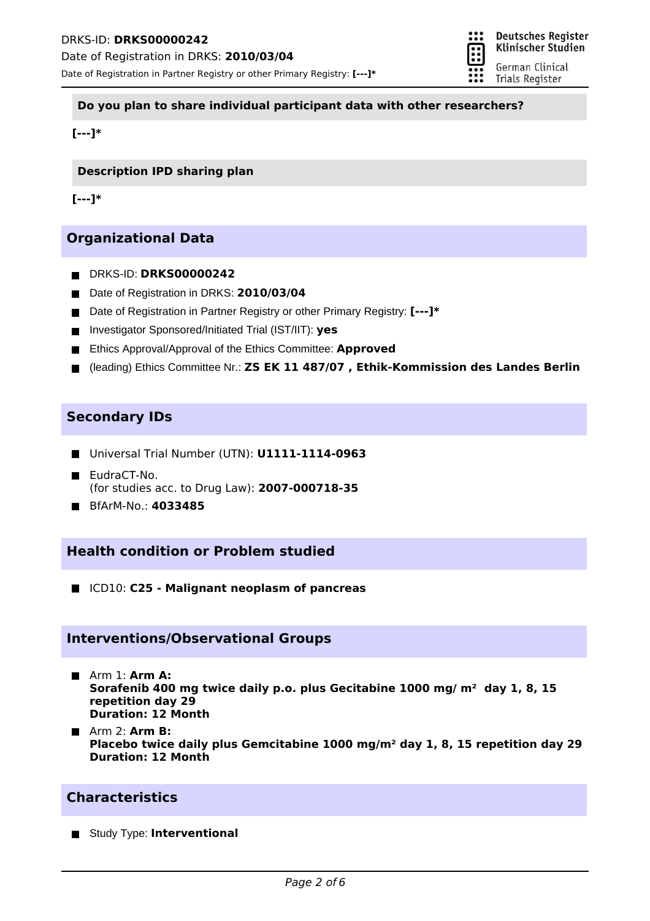**Do you plan to share individual participant data with other researchers?**

**[---]***

**Description IPD sharing plan**

**[---]***

## Organizational Data

- DRKS-ID: **DRKS00000242**
- Date of Registration in DRKS: **2010/03/04**
- Date of Registration in Partner Registry or other Primary Registry: **[---]***
- Investigator Sponsored/Initiated Trial (IST/IIT): **yes**
- Ethics Approval/Approval of the Ethics Committee: **Approved**
- (leading) Ethics Committee Nr.: **ZS EK 11 487/07 , Ethik-Kommission des Landes Berlin**

## Secondary IDs

- Universal Trial Number (UTN): **U1111-1114-0963**
- EudraCT-No.
  (for studies acc. to Drug Law): **2007-000718-35**
- BfArM-No.: **4033485**

## Health condition or Problem studied

- ICD10: **C25 - Malignant neoplasm of pancreas**

## Interventions/Observational Groups

- Arm 1: **Arm A:**
  **Sorafenib 400 mg twice daily p.o. plus Gecitabine 1000 mg/ m²  day 1, 8, 15 repetition day 29**
  **Duration: 12 Month**
- Arm 2: **Arm B:**
  **Placebo twice daily plus Gemcitabine 1000 mg/m² day 1, 8, 15 repetition day 29**
  **Duration: 12 Month**

## Characteristics

- Study Type: **Interventional**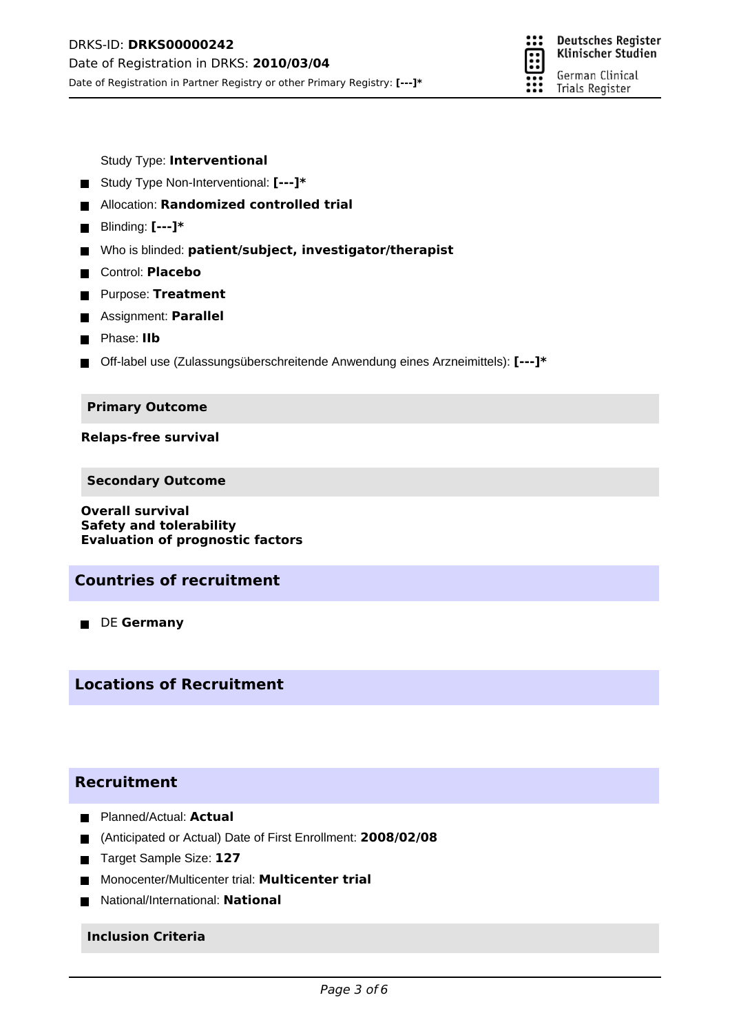Study Type: **Interventional**

- Study Type Non-Interventional: **[---]***
- Allocation: **Randomized controlled trial**
- Blinding: **[---]***
- Who is blinded: **patient/subject, investigator/therapist**
- Control: **Placebo**
- Purpose: **Treatment**
- Assignment: **Parallel**
- Phase: **IIb**
- Off-label use (Zulassungsüberschreitende Anwendung eines Arzneimittels): **[---]***

### Primary Outcome

**Relaps-free survival**

### Secondary Outcome

**Overall survival**
**Safety and tolerability**
**Evaluation of prognostic factors**

## Countries of recruitment

- DE **Germany**

## Locations of Recruitment

## Recruitment

- Planned/Actual: **Actual**
- (Anticipated or Actual) Date of First Enrollment: **2008/02/08**
- Target Sample Size: **127**
- Monocenter/Multicenter trial: **Multicenter trial**
- National/International: **National**

### Inclusion Criteria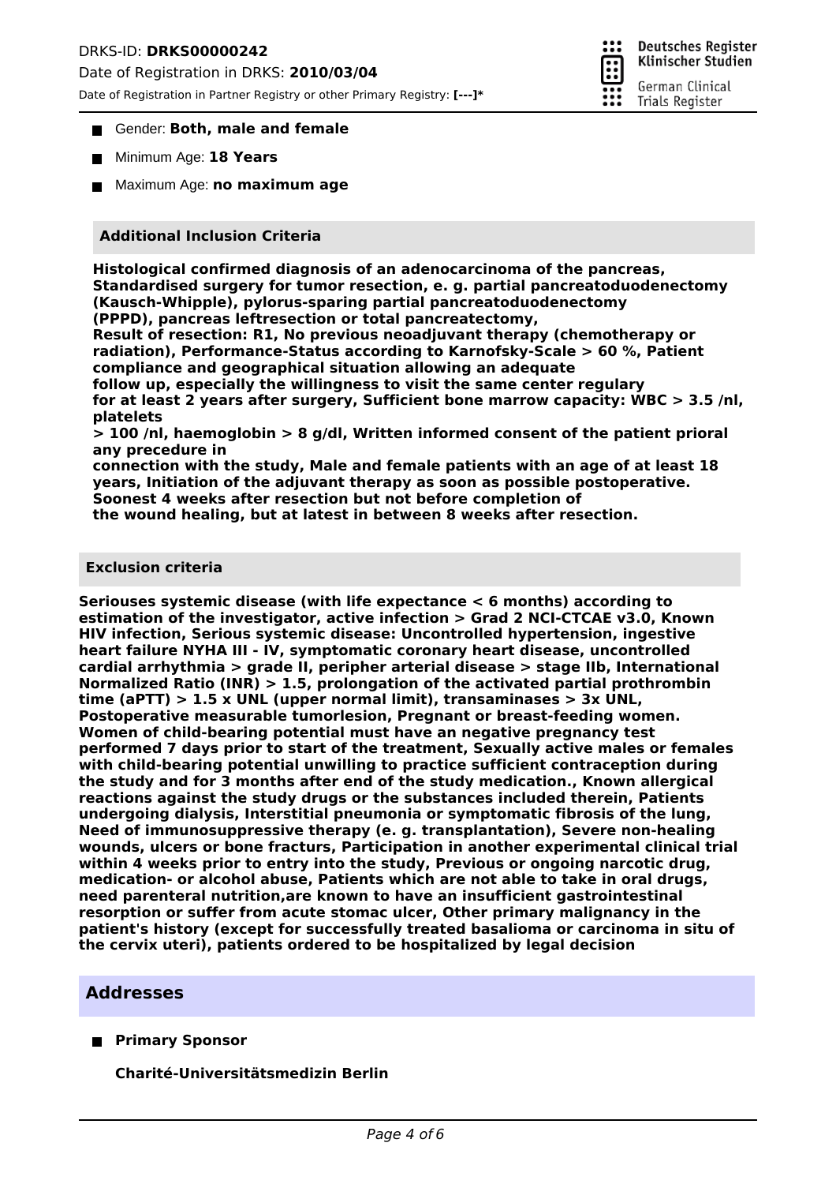- Gender: **Both, male and female**
- Minimum Age: **18 Years**
- Maximum Age: **no maximum age**

### Additional Inclusion Criteria

**Histological confirmed diagnosis of an adenocarcinoma of the pancreas, Standardised surgery for tumor resection, e. g. partial pancreatoduodenectomy (Kausch-Whipple), pylorus-sparing partial pancreatoduodenectomy (PPPD), pancreas leftresection or total pancreatectomy, Result of resection: R1, No previous neoadjuvant therapy (chemotherapy or radiation), Performance-Status according to Karnofsky-Scale > 60 %, Patient compliance and geographical situation allowing an adequate follow up, especially the willingness to visit the same center regulary for at least 2 years after surgery, Sufficient bone marrow capacity: WBC > 3.5 /nl, platelets > 100 /nl, haemoglobin > 8 g/dl, Written informed consent of the patient prioral any precedure in connection with the study, Male and female patients with an age of at least 18 years, Initiation of the adjuvant therapy as soon as possible postoperative. Soonest 4 weeks after resection but not before completion of the wound healing, but at latest in between 8 weeks after resection.**

### Exclusion criteria

**Seriouses systemic disease (with life expectance < 6 months) according to estimation of the investigator, active infection > Grad 2 NCI-CTCAE v3.0, Known HIV infection, Serious systemic disease: Uncontrolled hypertension, ingestive heart failure NYHA III - IV, symptomatic coronary heart disease, uncontrolled cardial arrhythmia > grade II, peripher arterial disease > stage IIb, International Normalized Ratio (INR) > 1.5, prolongation of the activated partial prothrombin time (aPTT) > 1.5 x UNL (upper normal limit), transaminases > 3x UNL, Postoperative measurable tumorlesion, Pregnant or breast-feeding women. Women of child-bearing potential must have an negative pregnancy test performed 7 days prior to start of the treatment, Sexually active males or females with child-bearing potential unwilling to practice sufficient contraception during the study and for 3 months after end of the study medication., Known allergical reactions against the study drugs or the substances included therein, Patients undergoing dialysis, Interstitial pneumonia or symptomatic fibrosis of the lung, Need of immunosuppressive therapy (e. g. transplantation), Severe non-healing wounds, ulcers or bone fracturs, Participation in another experimental clinical trial within 4 weeks prior to entry into the study, Previous or ongoing narcotic drug, medication- or alcohol abuse, Patients which are not able to take in oral drugs, need parenteral nutrition,are known to have an insufficient gastrointestinal resorption or suffer from acute stomac ulcer, Other primary malignancy in the patient's history (except for successfully treated basalioma or carcinoma in situ of the cervix uteri), patients ordered to be hospitalized by legal decision**

## Addresses

- **Primary Sponsor**

  **Charité-Universitätsmedizin Berlin**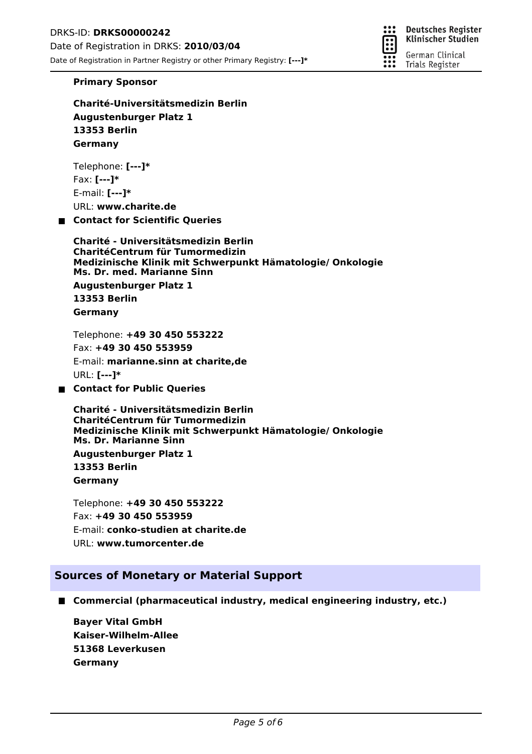**Primary Sponsor**

**Charité-Universitätsmedizin Berlin**
**Augustenburger Platz 1**
**13353 Berlin**
**Germany**

Telephone: **[---]***
Fax: **[---]***
E-mail: **[---]***
URL: **www.charite.de**

- **Contact for Scientific Queries**

**Charité - Universitätsmedizin Berlin**
**CharitéCentrum für Tumormedizin**
**Medizinische Klinik mit Schwerpunkt Hämatologie/ Onkologie**
**Ms. Dr. med. Marianne Sinn**
**Augustenburger Platz 1**
**13353 Berlin**
**Germany**

Telephone: **+49 30 450 553222**
Fax: **+49 30 450 553959**
E-mail: **marianne.sinn at charite,de**
URL: **[---]***

- **Contact for Public Queries**

**Charité - Universitätsmedizin Berlin**
**CharitéCentrum für Tumormedizin**
**Medizinische Klinik mit Schwerpunkt Hämatologie/ Onkologie**
**Ms. Dr. Marianne Sinn**
**Augustenburger Platz 1**
**13353 Berlin**
**Germany**

Telephone: **+49 30 450 553222**
Fax: **+49 30 450 553959**
E-mail: **conko-studien at charite.de**
URL: **www.tumorcenter.de**

## Sources of Monetary or Material Support

- **Commercial (pharmaceutical industry, medical engineering industry, etc.)**

**Bayer Vital GmbH**
**Kaiser-Wilhelm-Allee**
**51368 Leverkusen**
**Germany**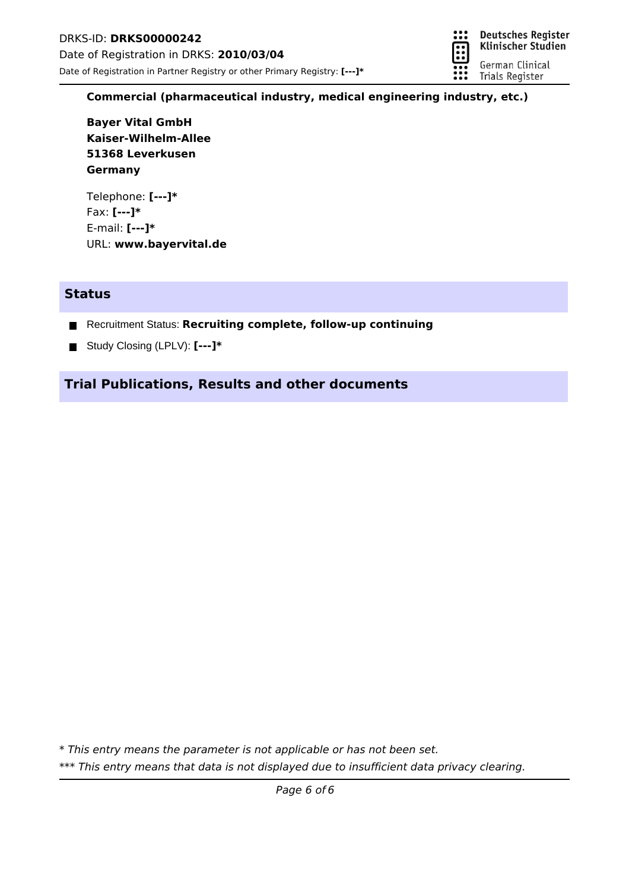**Commercial (pharmaceutical industry, medical engineering industry, etc.)**

**Bayer Vital GmbH**
**Kaiser-Wilhelm-Allee**
**51368 Leverkusen**
**Germany**

Telephone: **[---]***
Fax: **[---]***
E-mail: **[---]***
URL: **www.bayervital.de**

## Status

- Recruitment Status: **Recruiting complete, follow-up continuing**
- Study Closing (LPLV): **[---]***

## Trial Publications, Results and other documents

*\* This entry means the parameter is not applicable or has not been set.*
*\*\*\* This entry means that data is not displayed due to insufficient data privacy clearing.*